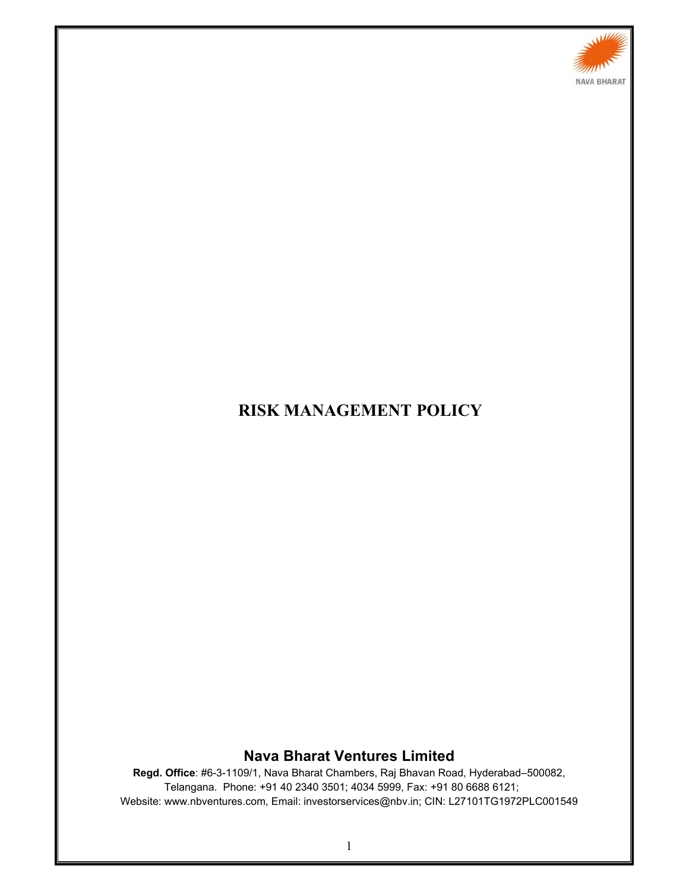NAVA BHARAT

# RISK MANAGEMENT POLICY

## Nava Bharat Ventures Limited

**Regd. Office**: #6-3-1109/1, Nava Bharat Chambers, Raj Bhavan Road, Hyderabad–500082, Telangana. Phone: +91 40 2340 3501; 4034 5999, Fax: +91 80 6688 6121; Website: www.nbventures.com, Email: investorservices@nbv.in; CIN: L27101TG1972PLC001549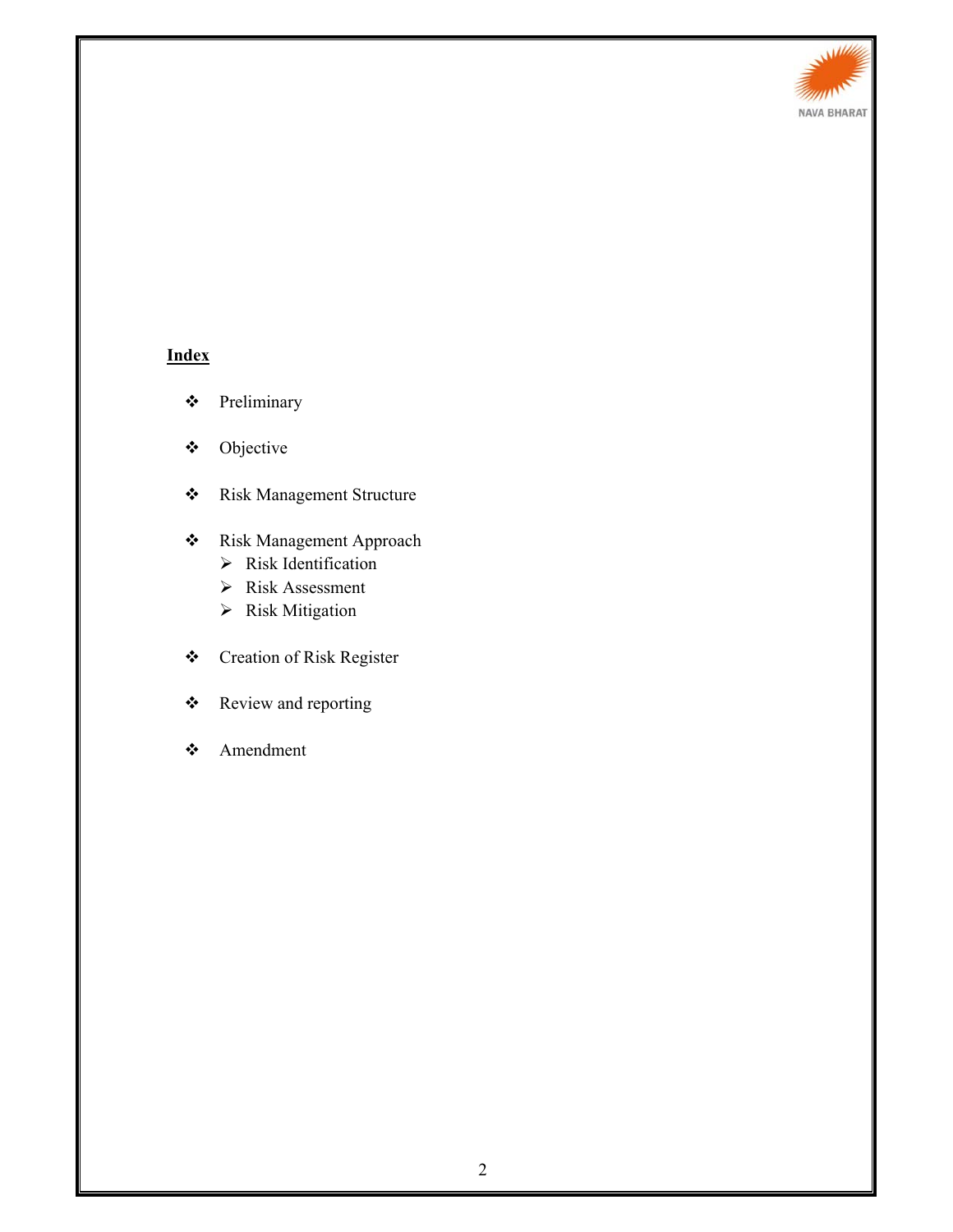**Index**

- Preliminary
- Objective
- Risk Management Structure
- Risk Management Approach
  - Risk Identification
  - Risk Assessment
  - Risk Mitigation
- Creation of Risk Register
- Review and reporting
- Amendment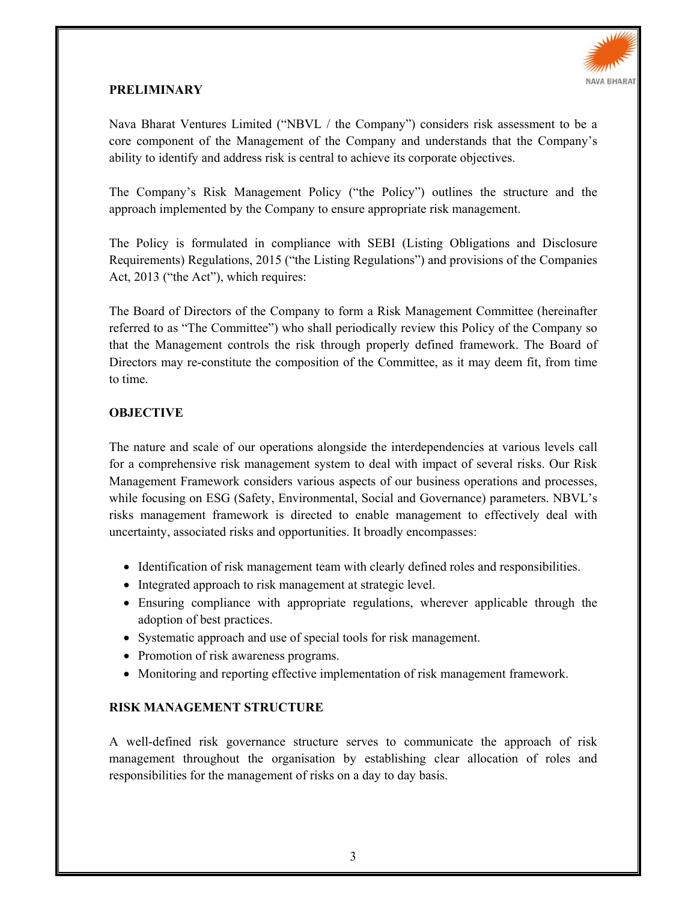## PRELIMINARY

Nava Bharat Ventures Limited ("NBVL / the Company") considers risk assessment to be a core component of the Management of the Company and understands that the Company's ability to identify and address risk is central to achieve its corporate objectives.

The Company's Risk Management Policy ("the Policy") outlines the structure and the approach implemented by the Company to ensure appropriate risk management.

The Policy is formulated in compliance with SEBI (Listing Obligations and Disclosure Requirements) Regulations, 2015 ("the Listing Regulations") and provisions of the Companies Act, 2013 ("the Act"), which requires:

The Board of Directors of the Company to form a Risk Management Committee (hereinafter referred to as "The Committee") who shall periodically review this Policy of the Company so that the Management controls the risk through properly defined framework. The Board of Directors may re-constitute the composition of the Committee, as it may deem fit, from time to time.

## OBJECTIVE

The nature and scale of our operations alongside the interdependencies at various levels call for a comprehensive risk management system to deal with impact of several risks. Our Risk Management Framework considers various aspects of our business operations and processes, while focusing on ESG (Safety, Environmental, Social and Governance) parameters. NBVL's risks management framework is directed to enable management to effectively deal with uncertainty, associated risks and opportunities. It broadly encompasses:

- Identification of risk management team with clearly defined roles and responsibilities.
- Integrated approach to risk management at strategic level.
- Ensuring compliance with appropriate regulations, wherever applicable through the adoption of best practices.
- Systematic approach and use of special tools for risk management.
- Promotion of risk awareness programs.
- Monitoring and reporting effective implementation of risk management framework.

## RISK MANAGEMENT STRUCTURE

A well-defined risk governance structure serves to communicate the approach of risk management throughout the organisation by establishing clear allocation of roles and responsibilities for the management of risks on a day to day basis.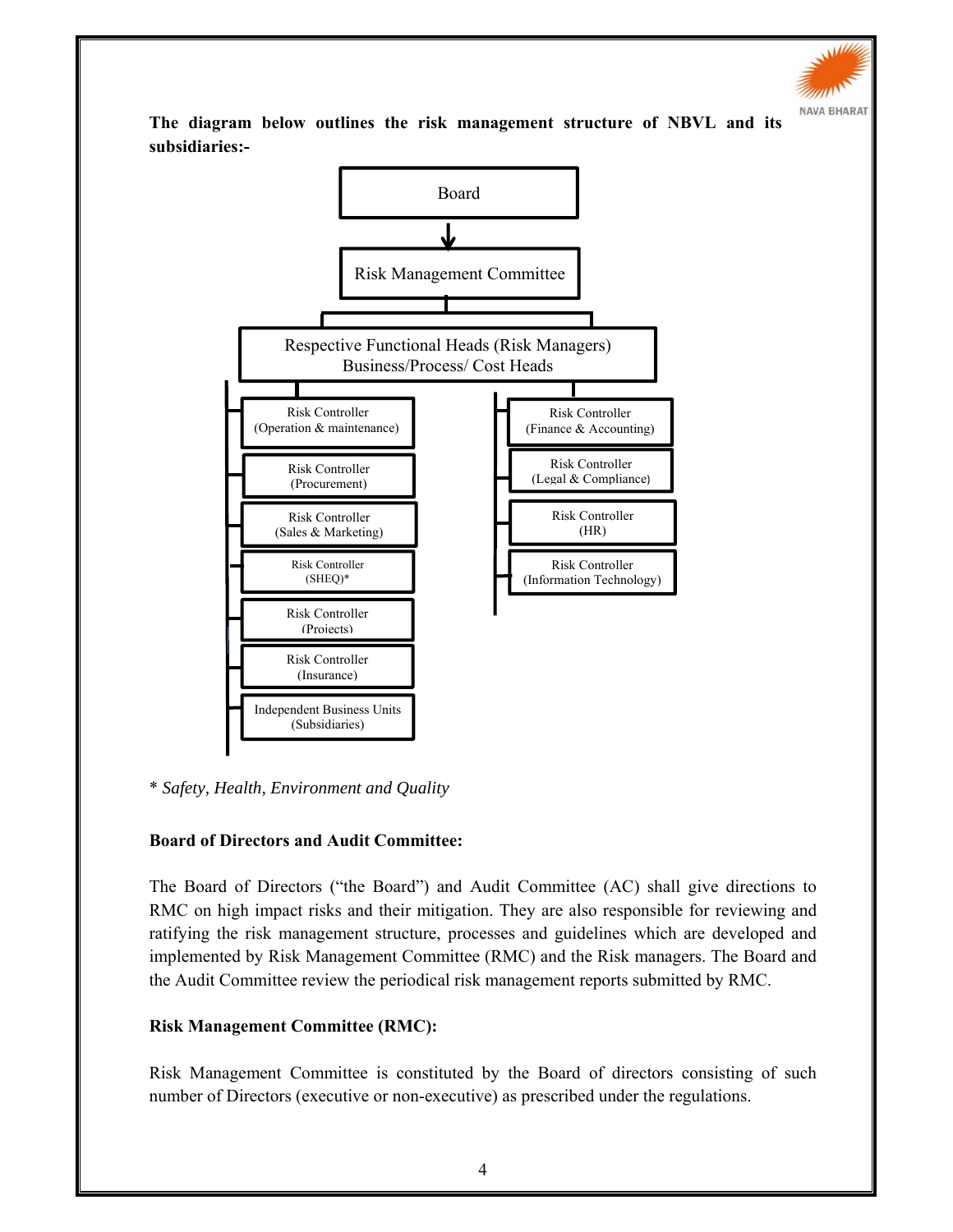**The diagram below outlines the risk management structure of NBVL and its subsidiaries:-**

Board

↓

Risk Management Committee

Respective Functional Heads (Risk Managers)
Business/Process/ Cost Heads

- Risk Controller (Operation & maintenance)
- Risk Controller (Procurement)
- Risk Controller (Sales & Marketing)
- Risk Controller (SHEQ)*
- Risk Controller (Projects)
- Risk Controller (Insurance)
- Independent Business Units (Subsidiaries)

- Risk Controller (Finance & Accounting)
- Risk Controller (Legal & Compliance)
- Risk Controller (HR)
- Risk Controller (Information Technology)

\* *Safety, Health, Environment and Quality*

**Board of Directors and Audit Committee:**

The Board of Directors ("the Board") and Audit Committee (AC) shall give directions to RMC on high impact risks and their mitigation. They are also responsible for reviewing and ratifying the risk management structure, processes and guidelines which are developed and implemented by Risk Management Committee (RMC) and the Risk managers. The Board and the Audit Committee review the periodical risk management reports submitted by RMC.

**Risk Management Committee (RMC):**

Risk Management Committee is constituted by the Board of directors consisting of such number of Directors (executive or non-executive) as prescribed under the regulations.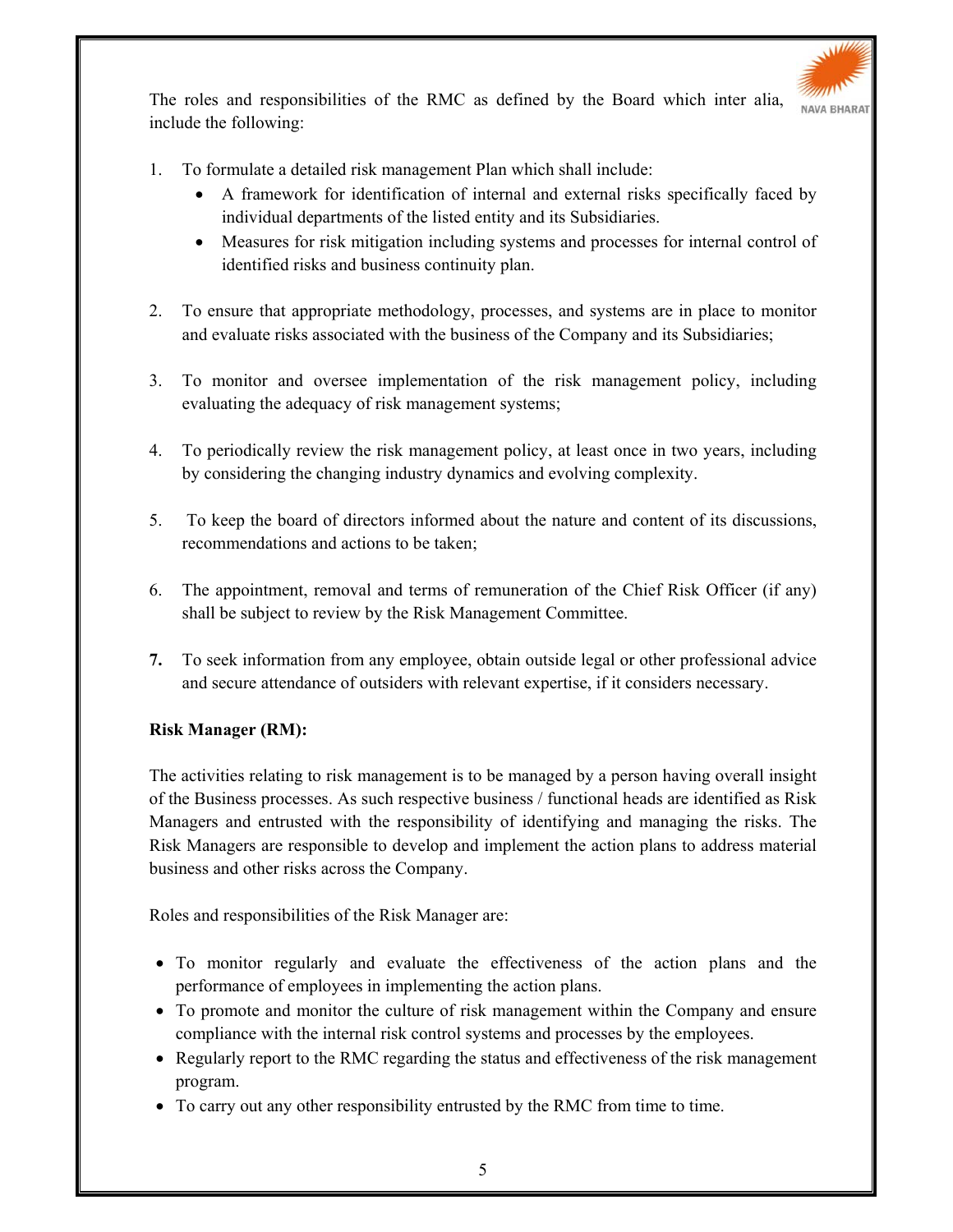The roles and responsibilities of the RMC as defined by the Board which inter alia, include the following:

1. To formulate a detailed risk management Plan which shall include:
   - A framework for identification of internal and external risks specifically faced by individual departments of the listed entity and its Subsidiaries.
   - Measures for risk mitigation including systems and processes for internal control of identified risks and business continuity plan.

2. To ensure that appropriate methodology, processes, and systems are in place to monitor and evaluate risks associated with the business of the Company and its Subsidiaries;

3. To monitor and oversee implementation of the risk management policy, including evaluating the adequacy of risk management systems;

4. To periodically review the risk management policy, at least once in two years, including by considering the changing industry dynamics and evolving complexity.

5. To keep the board of directors informed about the nature and content of its discussions, recommendations and actions to be taken;

6. The appointment, removal and terms of remuneration of the Chief Risk Officer (if any) shall be subject to review by the Risk Management Committee.

7. To seek information from any employee, obtain outside legal or other professional advice and secure attendance of outsiders with relevant expertise, if it considers necessary.

**Risk Manager (RM):**

The activities relating to risk management is to be managed by a person having overall insight of the Business processes. As such respective business / functional heads are identified as Risk Managers and entrusted with the responsibility of identifying and managing the risks. The Risk Managers are responsible to develop and implement the action plans to address material business and other risks across the Company.

Roles and responsibilities of the Risk Manager are:

- To monitor regularly and evaluate the effectiveness of the action plans and the performance of employees in implementing the action plans.
- To promote and monitor the culture of risk management within the Company and ensure compliance with the internal risk control systems and processes by the employees.
- Regularly report to the RMC regarding the status and effectiveness of the risk management program.
- To carry out any other responsibility entrusted by the RMC from time to time.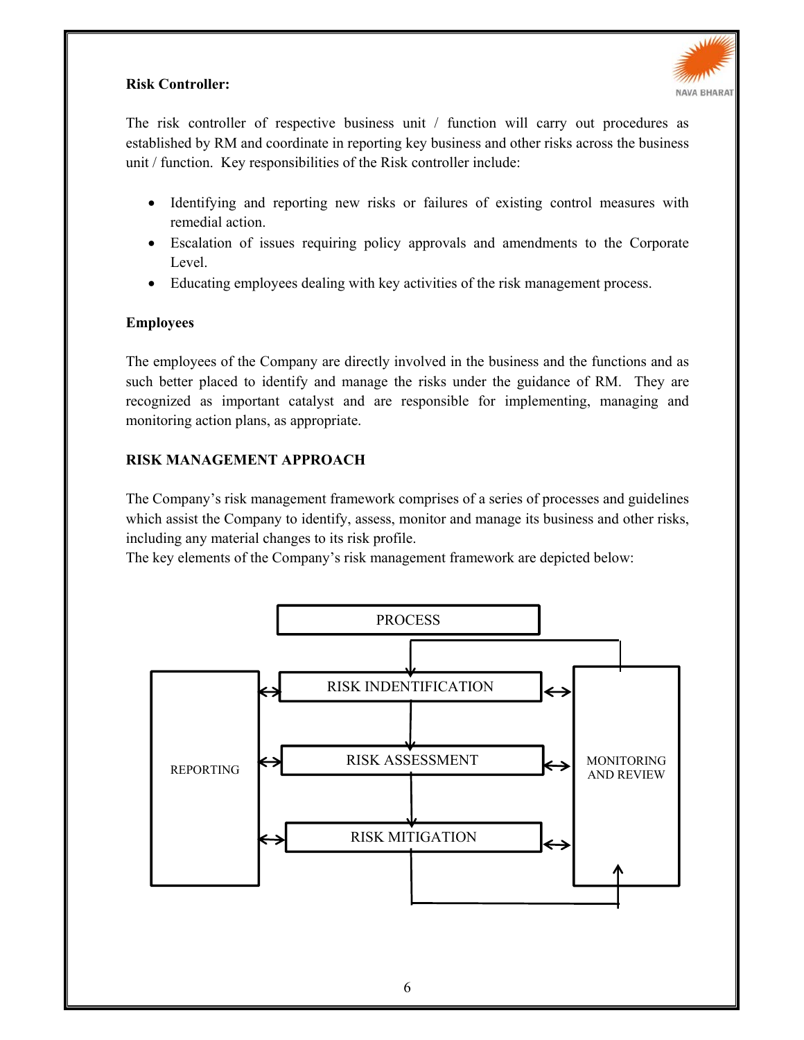**Risk Controller:**

The risk controller of respective business unit / function will carry out procedures as established by RM and coordinate in reporting key business and other risks across the business unit / function. Key responsibilities of the Risk controller include:

- Identifying and reporting new risks or failures of existing control measures with remedial action.
- Escalation of issues requiring policy approvals and amendments to the Corporate Level.
- Educating employees dealing with key activities of the risk management process.

**Employees**

The employees of the Company are directly involved in the business and the functions and as such better placed to identify and manage the risks under the guidance of RM. They are recognized as important catalyst and are responsible for implementing, managing and monitoring action plans, as appropriate.

**RISK MANAGEMENT APPROACH**

The Company's risk management framework comprises of a series of processes and guidelines which assist the Company to identify, assess, monitor and manage its business and other risks, including any material changes to its risk profile.

The key elements of the Company's risk management framework are depicted below:

PROCESS

REPORTING ↔ RISK INDENTIFICATION ↔ MONITORING AND REVIEW

REPORTING ↔ RISK ASSESSMENT ↔ MONITORING AND REVIEW

REPORTING ↔ RISK MITIGATION ↔ MONITORING AND REVIEW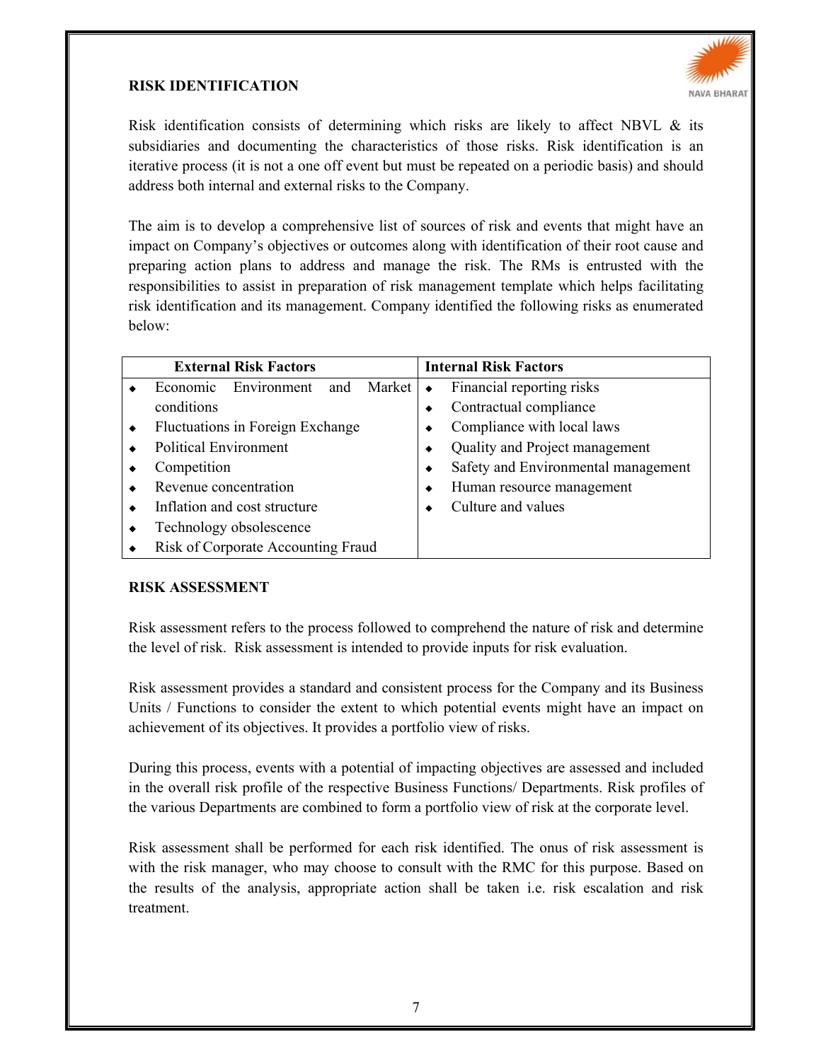## RISK IDENTIFICATION

Risk identification consists of determining which risks are likely to affect NBVL & its subsidiaries and documenting the characteristics of those risks. Risk identification is an iterative process (it is not a one off event but must be repeated on a periodic basis) and should address both internal and external risks to the Company.

The aim is to develop a comprehensive list of sources of risk and events that might have an impact on Company's objectives or outcomes along with identification of their root cause and preparing action plans to address and manage the risk. The RMs is entrusted with the responsibilities to assist in preparation of risk management template which helps facilitating risk identification and its management. Company identified the following risks as enumerated below:

| External Risk Factors | Internal Risk Factors |
|---|---|
| ◆ Economic Environment and Market conditions | ◆ Financial reporting risks |
| | ◆ Contractual compliance |
| ◆ Fluctuations in Foreign Exchange | ◆ Compliance with local laws |
| ◆ Political Environment | ◆ Quality and Project management |
| ◆ Competition | ◆ Safety and Environmental management |
| ◆ Revenue concentration | ◆ Human resource management |
| ◆ Inflation and cost structure | ◆ Culture and values |
| ◆ Technology obsolescence | |
| ◆ Risk of Corporate Accounting Fraud | |

## RISK ASSESSMENT

Risk assessment refers to the process followed to comprehend the nature of risk and determine the level of risk. Risk assessment is intended to provide inputs for risk evaluation.

Risk assessment provides a standard and consistent process for the Company and its Business Units / Functions to consider the extent to which potential events might have an impact on achievement of its objectives. It provides a portfolio view of risks.

During this process, events with a potential of impacting objectives are assessed and included in the overall risk profile of the respective Business Functions/ Departments. Risk profiles of the various Departments are combined to form a portfolio view of risk at the corporate level.

Risk assessment shall be performed for each risk identified. The onus of risk assessment is with the risk manager, who may choose to consult with the RMC for this purpose. Based on the results of the analysis, appropriate action shall be taken i.e. risk escalation and risk treatment.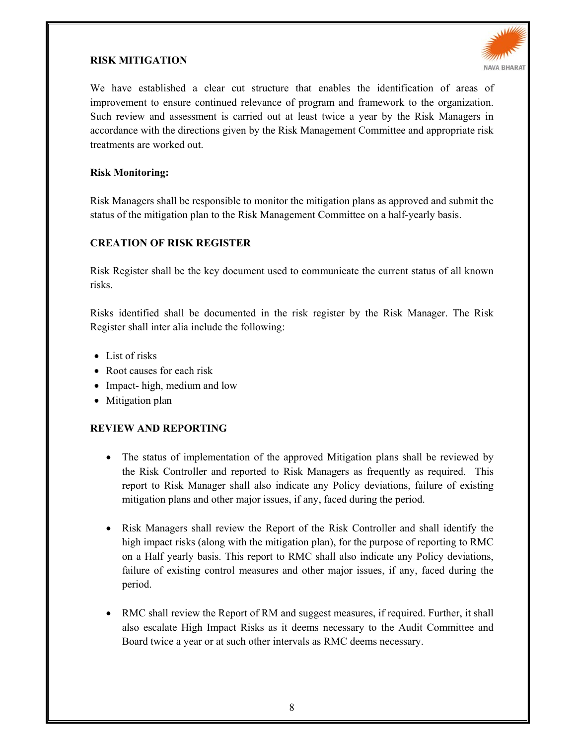## RISK MITIGATION

We have established a clear cut structure that enables the identification of areas of improvement to ensure continued relevance of program and framework to the organization. Such review and assessment is carried out at least twice a year by the Risk Managers in accordance with the directions given by the Risk Management Committee and appropriate risk treatments are worked out.

### Risk Monitoring:

Risk Managers shall be responsible to monitor the mitigation plans as approved and submit the status of the mitigation plan to the Risk Management Committee on a half-yearly basis.

## CREATION OF RISK REGISTER

Risk Register shall be the key document used to communicate the current status of all known risks.

Risks identified shall be documented in the risk register by the Risk Manager. The Risk Register shall inter alia include the following:

- List of risks
- Root causes for each risk
- Impact- high, medium and low
- Mitigation plan

## REVIEW AND REPORTING

- The status of implementation of the approved Mitigation plans shall be reviewed by the Risk Controller and reported to Risk Managers as frequently as required. This report to Risk Manager shall also indicate any Policy deviations, failure of existing mitigation plans and other major issues, if any, faced during the period.

- Risk Managers shall review the Report of the Risk Controller and shall identify the high impact risks (along with the mitigation plan), for the purpose of reporting to RMC on a Half yearly basis. This report to RMC shall also indicate any Policy deviations, failure of existing control measures and other major issues, if any, faced during the period.

- RMC shall review the Report of RM and suggest measures, if required. Further, it shall also escalate High Impact Risks as it deems necessary to the Audit Committee and Board twice a year or at such other intervals as RMC deems necessary.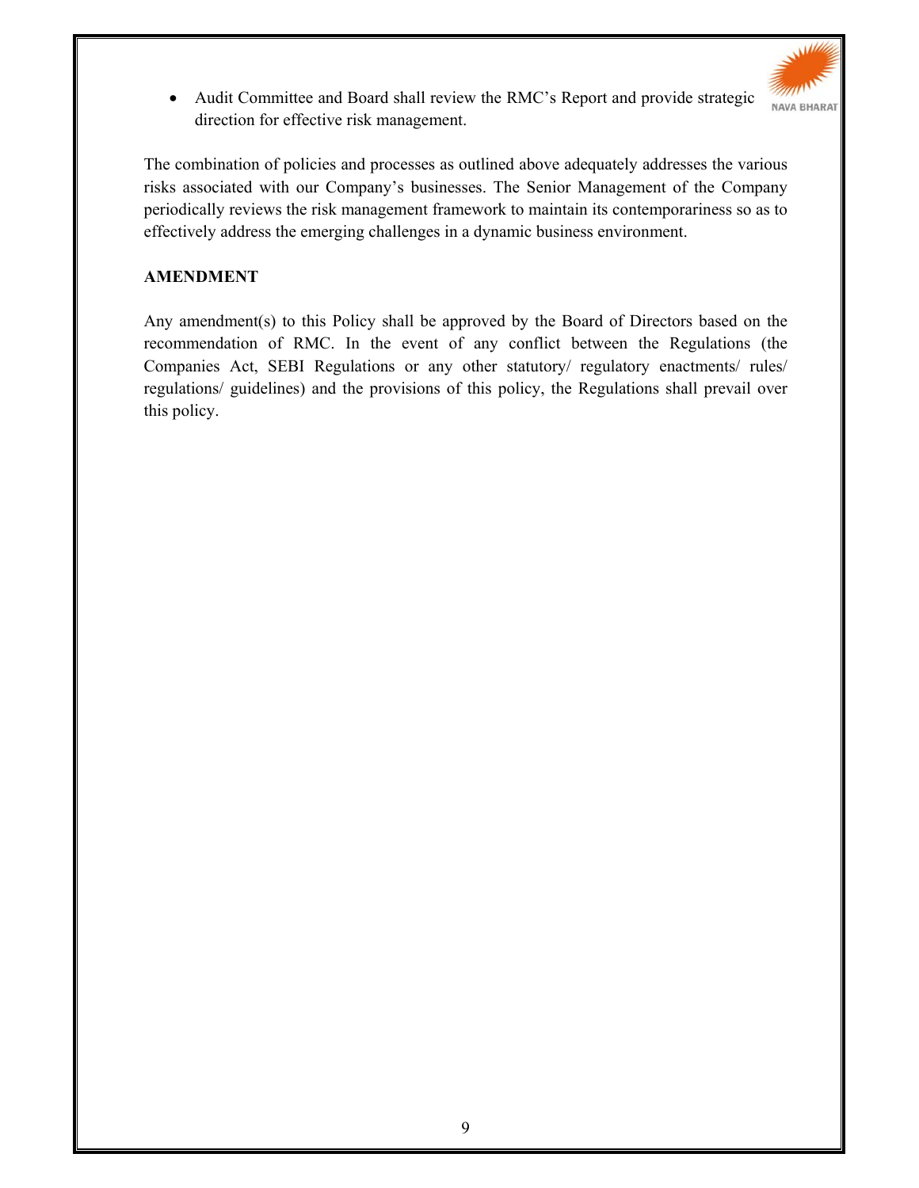- Audit Committee and Board shall review the RMC's Report and provide strategic direction for effective risk management.

The combination of policies and processes as outlined above adequately addresses the various risks associated with our Company's businesses. The Senior Management of the Company periodically reviews the risk management framework to maintain its contemporariness so as to effectively address the emerging challenges in a dynamic business environment.

**AMENDMENT**

Any amendment(s) to this Policy shall be approved by the Board of Directors based on the recommendation of RMC. In the event of any conflict between the Regulations (the Companies Act, SEBI Regulations or any other statutory/ regulatory enactments/ rules/ regulations/ guidelines) and the provisions of this policy, the Regulations shall prevail over this policy.